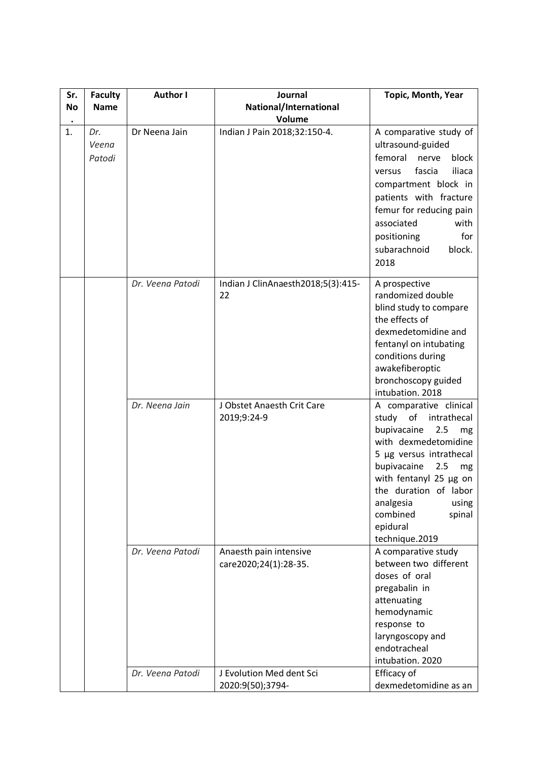| Sr. No. | Faculty Name | Author I | Journal National/International Volume | Topic, Month, Year |
|---|---|---|---|---|
| 1. | *Dr. Veena Patodi* | Dr Neena Jain | Indian J Pain 2018;32:150-4. | A comparative study of ultrasound-guided femoral nerve block versus fascia iliaca compartment block in patients with fracture femur for reducing pain associated with positioning for subarachnoid block. 2018 |
| | | *Dr. Veena Patodi* | Indian J ClinAnaesth2018;5(3):415-22 | A prospective randomized double blind study to compare the effects of dexmedetomidine and fentanyl on intubating conditions during awakefiberoptic bronchoscopy guided intubation. 2018 |
| | | *Dr. Neena Jain* | J Obstet Anaesth Crit Care 2019;9:24-9 | A comparative clinical study of intrathecal bupivacaine 2.5 mg with dexmedetomidine 5 µg versus intrathecal bupivacaine 2.5 mg with fentanyl 25 µg on the duration of labor analgesia using combined spinal epidural technique.2019 |
| | | *Dr. Veena Patodi* | Anaesth pain intensive care2020;24(1):28-35. | A comparative study between two different doses of oral pregabalin in attenuating hemodynamic response to laryngoscopy and endotracheal intubation. 2020 |
| | | *Dr. Veena Patodi* | J Evolution Med dent Sci 2020:9(50);3794- | Efficacy of dexmedetomidine as an |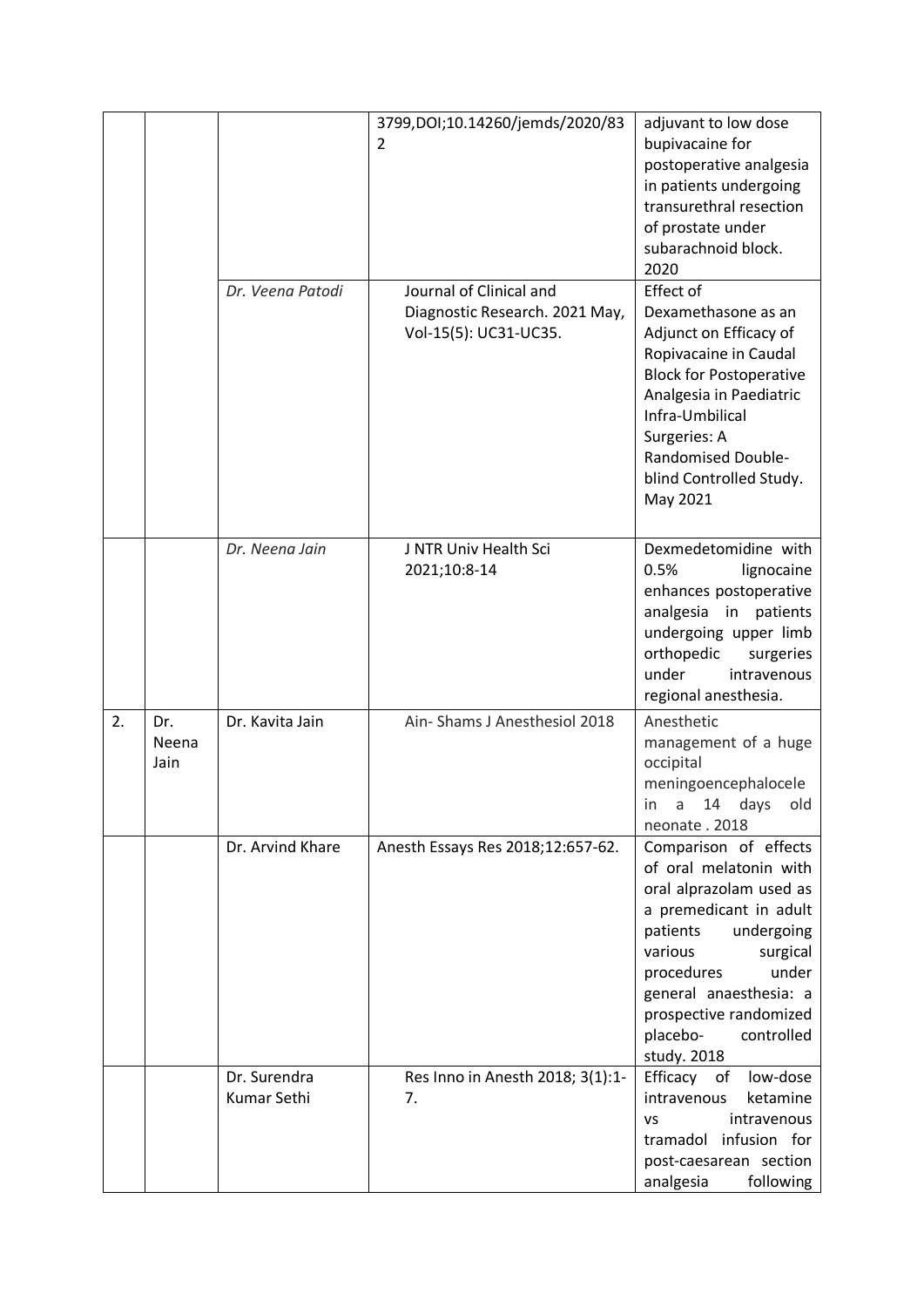|  |  |  | 3799,DOI;10.14260/jemds/2020/832 | adjuvant to low dose bupivacaine for postoperative analgesia in patients undergoing transurethral resection of prostate under subarachnoid block. 2020 |
|---|---|---|---|---|
|  |  | *Dr. Veena Patodi* | Journal of Clinical and Diagnostic Research. 2021 May, Vol-15(5): UC31-UC35. | Effect of Dexamethasone as an Adjunct on Efficacy of Ropivacaine in Caudal Block for Postoperative Analgesia in Paediatric Infra-Umbilical Surgeries: A Randomised Double-blind Controlled Study. May 2021 |
|  |  | *Dr. Neena Jain* | J NTR Univ Health Sci 2021;10:8-14 | Dexmedetomidine with 0.5% lignocaine enhances postoperative analgesia in patients undergoing upper limb orthopedic surgeries under intravenous regional anesthesia. |
| 2. | Dr. Neena Jain | Dr. Kavita Jain | Ain- Shams J Anesthesiol 2018 | Anesthetic management of a huge occipital meningoencephalocele in a 14 days old neonate . 2018 |
|  |  | Dr. Arvind Khare | Anesth Essays Res 2018;12:657-62. | Comparison of effects of oral melatonin with oral alprazolam used as a premedicant in adult patients undergoing various surgical procedures under general anaesthesia: a prospective randomized placebo- controlled study. 2018 |
|  |  | Dr. Surendra Kumar Sethi | Res Inno in Anesth 2018; 3(1):1-7. | Efficacy of low-dose intravenous ketamine vs intravenous tramadol infusion for post-caesarean section analgesia following |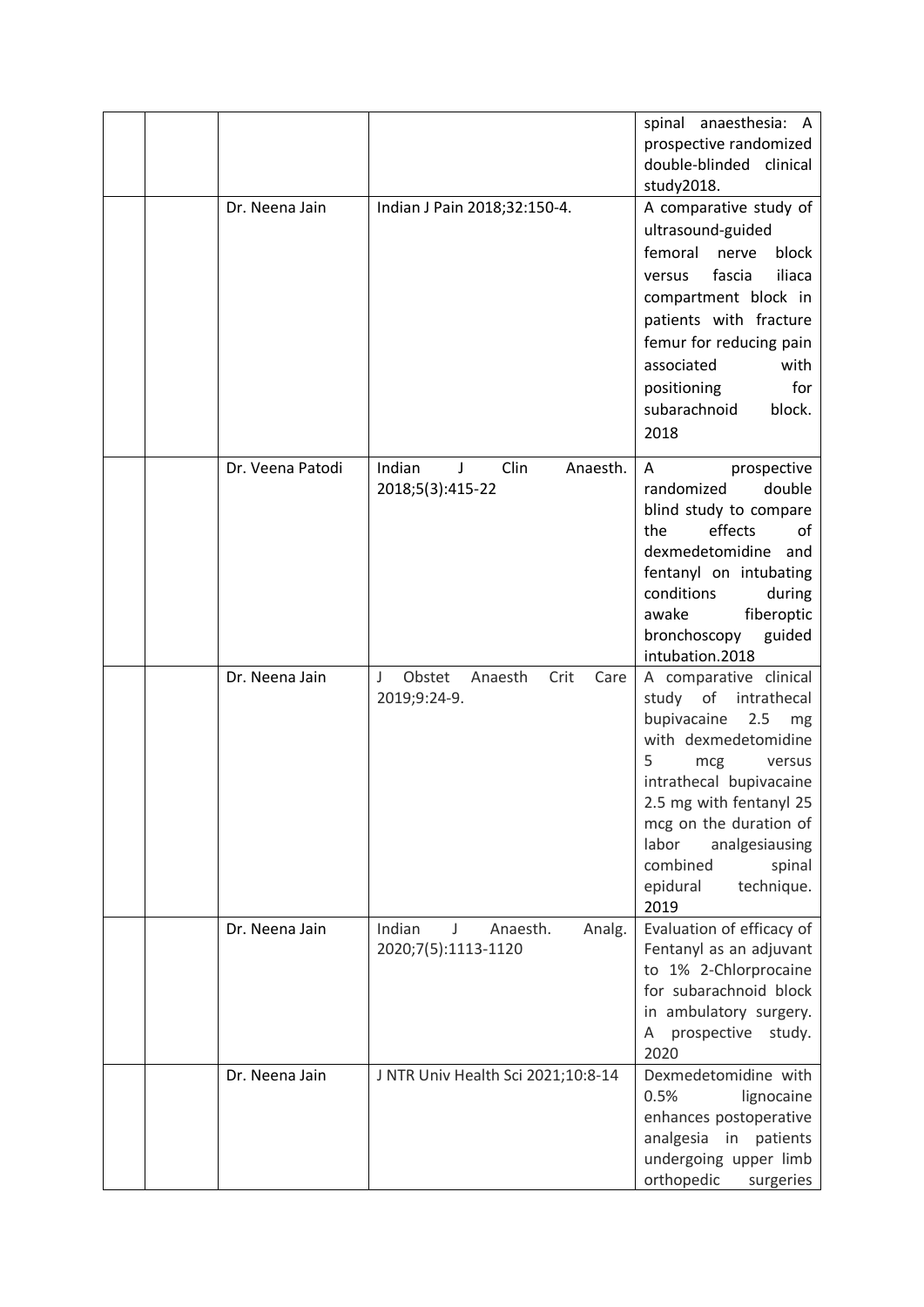|  |  |  |  | spinal anaesthesia: A prospective randomized double-blinded clinical study2018. |
|---|---|---|---|---|
|  |  | Dr. Neena Jain | Indian J Pain 2018;32:150-4. | A comparative study of ultrasound-guided femoral nerve block versus fascia iliaca compartment block in patients with fracture femur for reducing pain associated with positioning for subarachnoid block. 2018 |
|  |  | Dr. Veena Patodi | Indian J Clin Anaesth. 2018;5(3):415-22 | A prospective randomized double blind study to compare the effects of dexmedetomidine and fentanyl on intubating conditions during awake fiberoptic bronchoscopy guided intubation.2018 |
|  |  | Dr. Neena Jain | J Obstet Anaesth Crit Care 2019;9:24-9. | A comparative clinical study of intrathecal bupivacaine 2.5 mg with dexmedetomidine 5 mcg versus intrathecal bupivacaine 2.5 mg with fentanyl 25 mcg on the duration of labor analgesiausing combined spinal epidural technique. 2019 |
|  |  | Dr. Neena Jain | Indian J Anaesth. Analg. 2020;7(5):1113-1120 | Evaluation of efficacy of Fentanyl as an adjuvant to 1% 2-Chlorprocaine for subarachnoid block in ambulatory surgery. A prospective study. 2020 |
|  |  | Dr. Neena Jain | J NTR Univ Health Sci 2021;10:8-14 | Dexmedetomidine with 0.5% lignocaine enhances postoperative analgesia in patients undergoing upper limb orthopedic surgeries |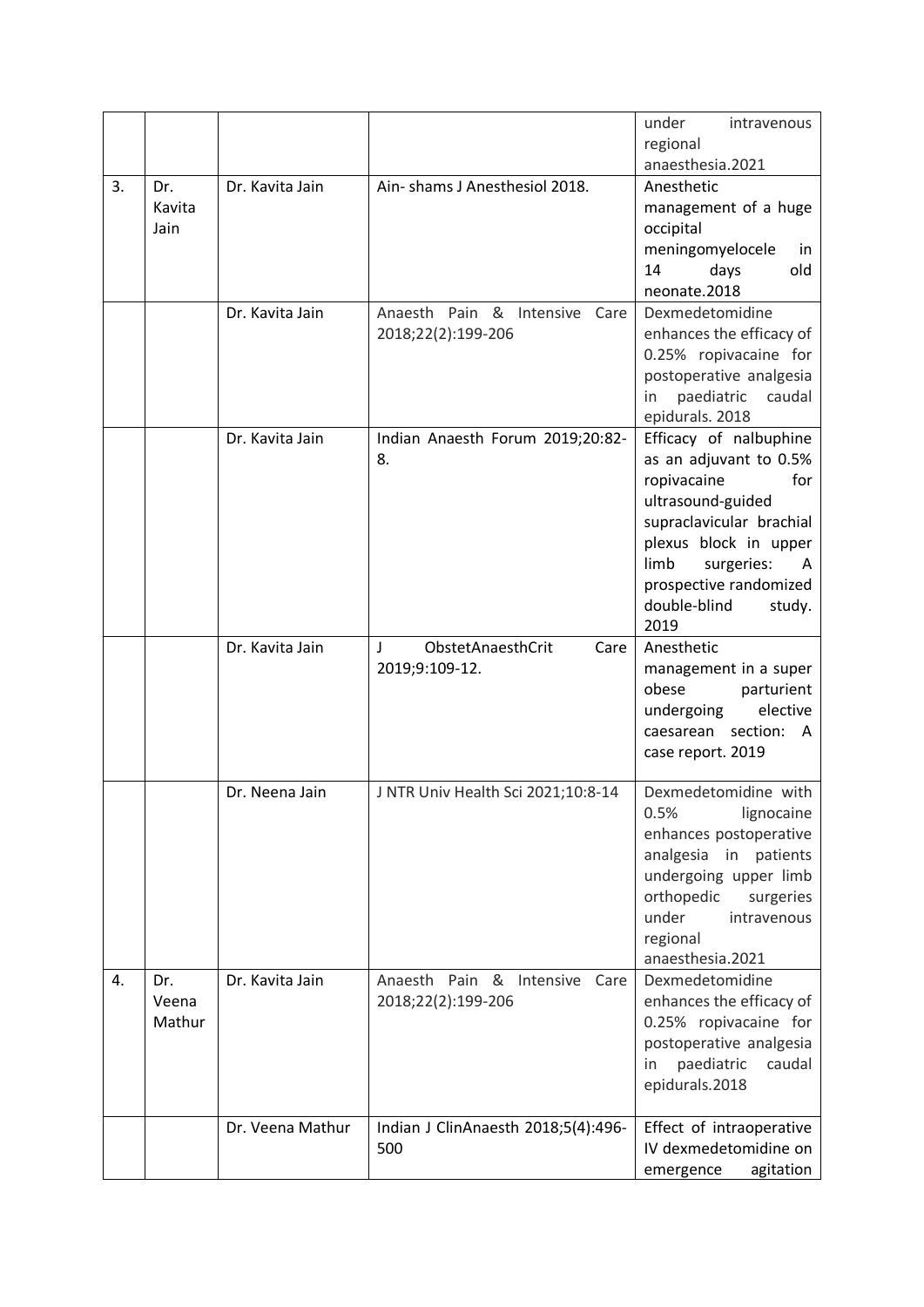| | | | | under intravenous regional anaesthesia.2021 |
|---|---|---|---|---|
| 3. | Dr. Kavita Jain | Dr. Kavita Jain | Ain- shams J Anesthesiol 2018. | Anesthetic management of a huge occipital meningomyelocele in 14 days old neonate.2018 |
| | | Dr. Kavita Jain | Anaesth Pain & Intensive Care 2018;22(2):199-206 | Dexmedetomidine enhances the efficacy of 0.25% ropivacaine for postoperative analgesia in paediatric caudal epidurals. 2018 |
| | | Dr. Kavita Jain | Indian Anaesth Forum 2019;20:82-8. | Efficacy of nalbuphine as an adjuvant to 0.5% ropivacaine for ultrasound-guided supraclavicular brachial plexus block in upper limb surgeries: A prospective randomized double-blind study. 2019 |
| | | Dr. Kavita Jain | J ObstetAnaesthCrit Care 2019;9:109-12. | Anesthetic management in a super obese parturient undergoing elective caesarean section: A case report. 2019 |
| | | Dr. Neena Jain | J NTR Univ Health Sci 2021;10:8-14 | Dexmedetomidine with 0.5% lignocaine enhances postoperative analgesia in patients undergoing upper limb orthopedic surgeries under intravenous regional anaesthesia.2021 |
| 4. | Dr. Veena Mathur | Dr. Kavita Jain | Anaesth Pain & Intensive Care 2018;22(2):199-206 | Dexmedetomidine enhances the efficacy of 0.25% ropivacaine for postoperative analgesia in paediatric caudal epidurals.2018 |
| | | Dr. Veena Mathur | Indian J ClinAnaesth 2018;5(4):496-500 | Effect of intraoperative IV dexmedetomidine on emergence agitation |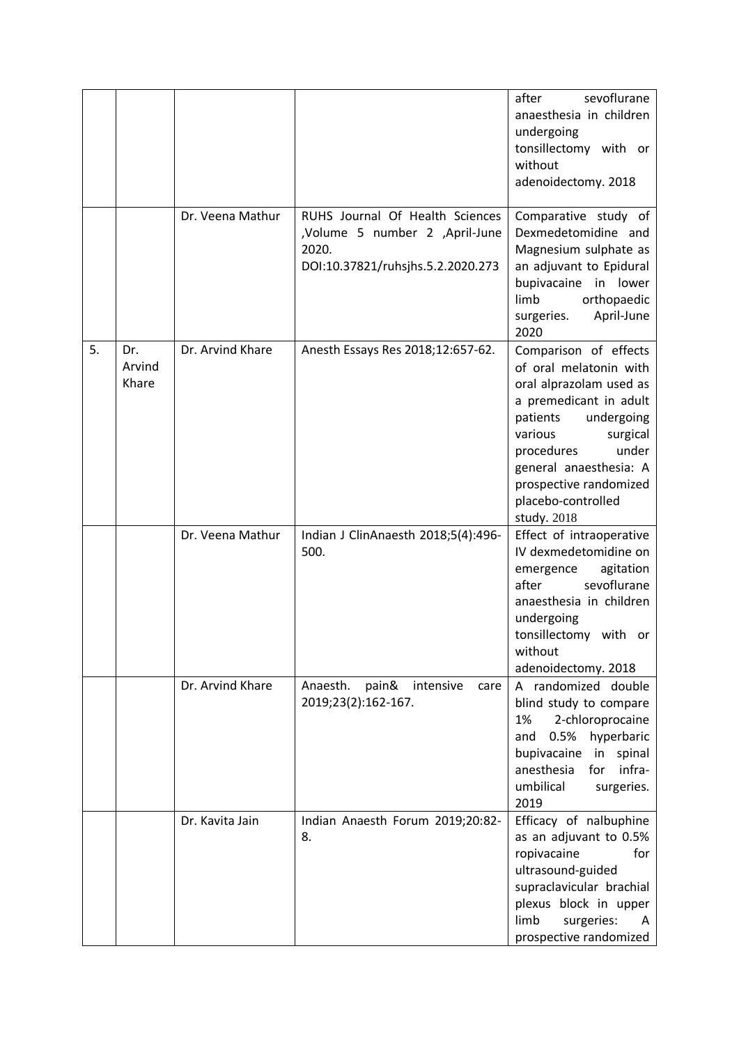| | | | | |
|---|---|---|---|---|
| | | | | after sevoflurane anaesthesia in children undergoing tonsillectomy with or without adenoidectomy. 2018 |
| | | Dr. Veena Mathur | RUHS Journal Of Health Sciences ,Volume 5 number 2 ,April-June 2020. DOI:10.37821/ruhsjhs.5.2.2020.273 | Comparative study of Dexmedetomidine and Magnesium sulphate as an adjuvant to Epidural bupivacaine in lower limb orthopaedic surgeries. April-June 2020 |
| 5. | Dr. Arvind Khare | Dr. Arvind Khare | Anesth Essays Res 2018;12:657-62. | Comparison of effects of oral melatonin with oral alprazolam used as a premedicant in adult patients undergoing various surgical procedures under general anaesthesia: A prospective randomized placebo-controlled study. 2018 |
| | | Dr. Veena Mathur | Indian J ClinAnaesth 2018;5(4):496-500. | Effect of intraoperative IV dexmedetomidine on emergence agitation after sevoflurane anaesthesia in children undergoing tonsillectomy with or without adenoidectomy. 2018 |
| | | Dr. Arvind Khare | Anaesth. pain& intensive care 2019;23(2):162-167. | A randomized double blind study to compare 1% 2-chloroprocaine and 0.5% hyperbaric bupivacaine in spinal anesthesia for infra-umbilical surgeries. 2019 |
| | | Dr. Kavita Jain | Indian Anaesth Forum 2019;20:82-8. | Efficacy of nalbuphine as an adjuvant to 0.5% ropivacaine for ultrasound-guided supraclavicular brachial plexus block in upper limb surgeries: A prospective randomized |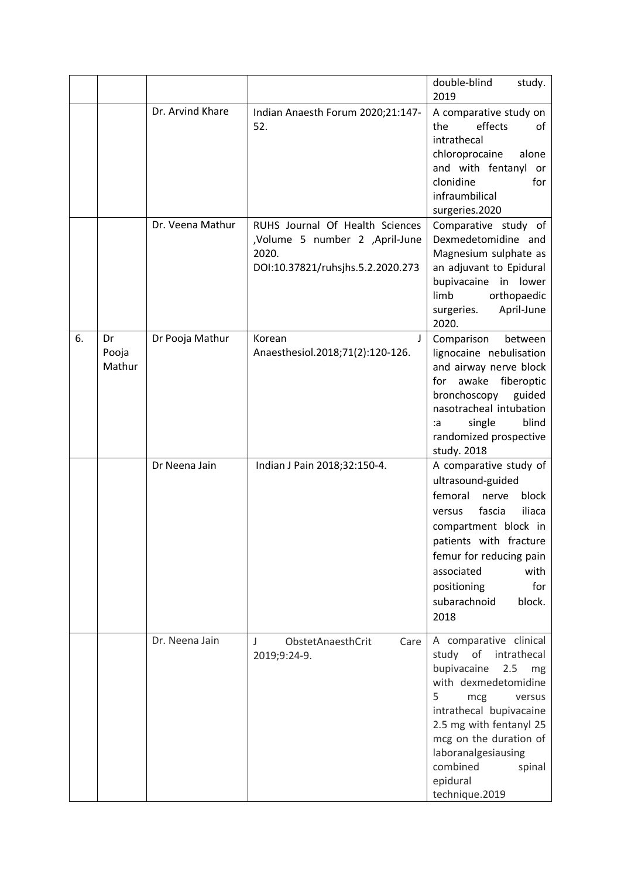| | | | | |
|---|---|---|---|---|
| | | | | double-blind study. 2019 |
| | | Dr. Arvind Khare | Indian Anaesth Forum 2020;21:147-52. | A comparative study on the effects of intrathecal chloroprocaine alone and with fentanyl or clonidine for infraumbilical surgeries.2020 |
| | | Dr. Veena Mathur | RUHS Journal Of Health Sciences ,Volume 5 number 2 ,April-June 2020. DOI:10.37821/ruhsjhs.5.2.2020.273 | Comparative study of Dexmedetomidine and Magnesium sulphate as an adjuvant to Epidural bupivacaine in lower limb orthopaedic surgeries. April-June 2020. |
| 6. | Dr Pooja Mathur | Dr Pooja Mathur | Korean J Anaesthesiol.2018;71(2):120-126. | Comparison between lignocaine nebulisation and airway nerve block for awake fiberoptic bronchoscopy guided nasotracheal intubation :a single blind randomized prospective study. 2018 |
| | | Dr Neena Jain | Indian J Pain 2018;32:150-4. | A comparative study of ultrasound-guided femoral nerve block versus fascia iliaca compartment block in patients with fracture femur for reducing pain associated with positioning for subarachnoid block. 2018 |
| | | Dr. Neena Jain | J ObstetAnaesthCrit Care 2019;9:24-9. | A comparative clinical study of intrathecal bupivacaine 2.5 mg with dexmedetomidine 5 mcg versus intrathecal bupivacaine 2.5 mg with fentanyl 25 mcg on the duration of laboranalgesiausing combined spinal epidural technique.2019 |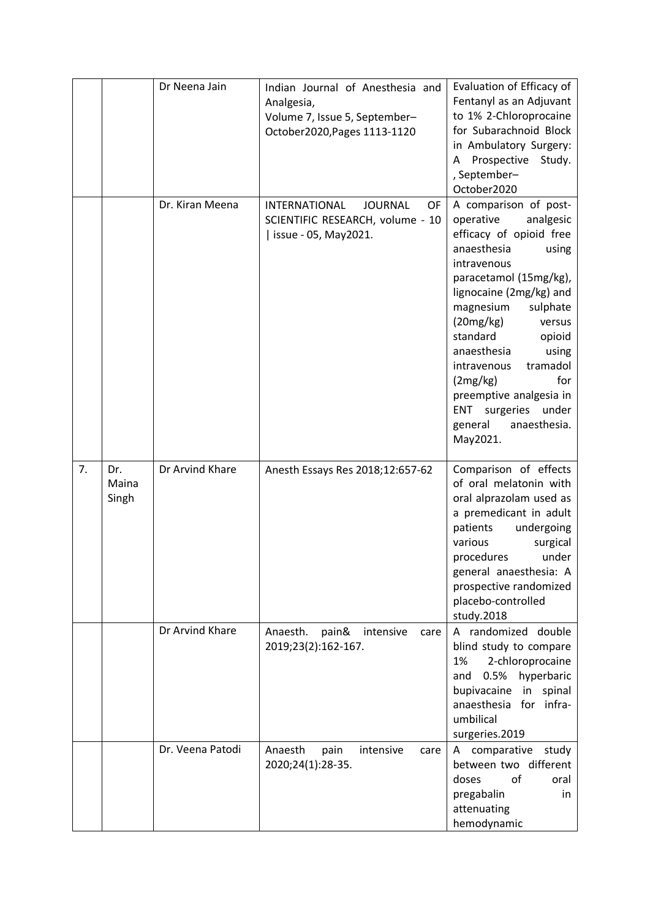| | | | | |
|---|---|---|---|---|
| | | Dr Neena Jain | Indian Journal of Anesthesia and Analgesia, Volume 7, Issue 5, September–October2020,Pages 1113-1120 | Evaluation of Efficacy of Fentanyl as an Adjuvant to 1% 2-Chloroprocaine for Subarachnoid Block in Ambulatory Surgery: A Prospective Study. , September–October2020 |
| | | Dr. Kiran Meena | INTERNATIONAL JOURNAL OF SCIENTIFIC RESEARCH, volume - 10 \| issue - 05, May2021. | A comparison of post-operative analgesic efficacy of opioid free anaesthesia using intravenous paracetamol (15mg/kg), lignocaine (2mg/kg) and magnesium sulphate (20mg/kg) versus standard opioid anaesthesia using intravenous tramadol (2mg/kg) for preemptive analgesia in ENT surgeries under general anaesthesia. May2021. |
| 7. | Dr. Maina Singh | Dr Arvind Khare | Anesth Essays Res 2018;12:657-62 | Comparison of effects of oral melatonin with oral alprazolam used as a premedicant in adult patients undergoing various surgical procedures under general anaesthesia: A prospective randomized placebo-controlled study.2018 |
| | | Dr Arvind Khare | Anaesth. pain& intensive care 2019;23(2):162-167. | A randomized double blind study to compare 1% 2-chloroprocaine and 0.5% hyperbaric bupivacaine in spinal anaesthesia for infra-umbilical surgeries.2019 |
| | | Dr. Veena Patodi | Anaesth pain intensive care 2020;24(1):28-35. | A comparative study between two different doses of oral pregabalin in attenuating hemodynamic |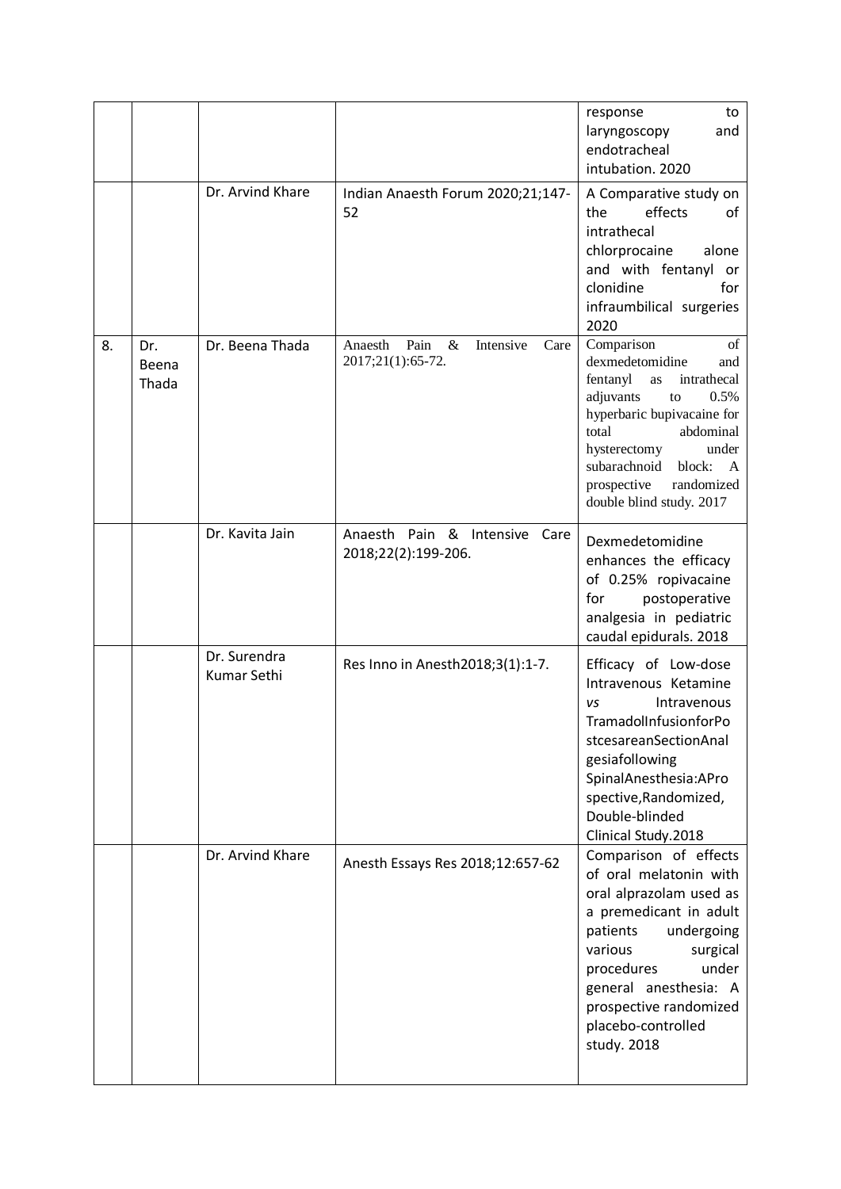|  |  |  |  |  |
|---|---|---|---|---|
|  |  |  |  | response to laryngoscopy and endotracheal intubation. 2020 |
|  |  | Dr. Arvind Khare | Indian Anaesth Forum 2020;21;147-52 | A Comparative study on the effects of intrathecal chlorprocaine alone and with fentanyl or clonidine for infraumbilical surgeries 2020 |
| 8. | Dr. Beena Thada | Dr. Beena Thada | Anaesth Pain & Intensive Care 2017;21(1):65-72. | Comparison of dexmedetomidine and fentanyl as intrathecal adjuvants to 0.5% hyperbaric bupivacaine for total abdominal hysterectomy under subarachnoid block: A prospective randomized double blind study. 2017 |
|  |  | Dr. Kavita Jain | Anaesth Pain & Intensive Care 2018;22(2):199-206. | Dexmedetomidine enhances the efficacy of 0.25% ropivacaine for postoperative analgesia in pediatric caudal epidurals. 2018 |
|  |  | Dr. Surendra Kumar Sethi | Res Inno in Anesth2018;3(1):1-7. | Efficacy of Low-dose Intravenous Ketamine *vs* Intravenous TramadolInfusionforPostcesareanSectionAnalgesiafollowing SpinalAnesthesia:AProspective,Randomized, Double-blinded Clinical Study.2018 |
|  |  | Dr. Arvind Khare | Anesth Essays Res 2018;12:657-62 | Comparison of effects of oral melatonin with oral alprazolam used as a premedicant in adult patients undergoing various surgical procedures under general anesthesia: A prospective randomized placebo-controlled study. 2018 |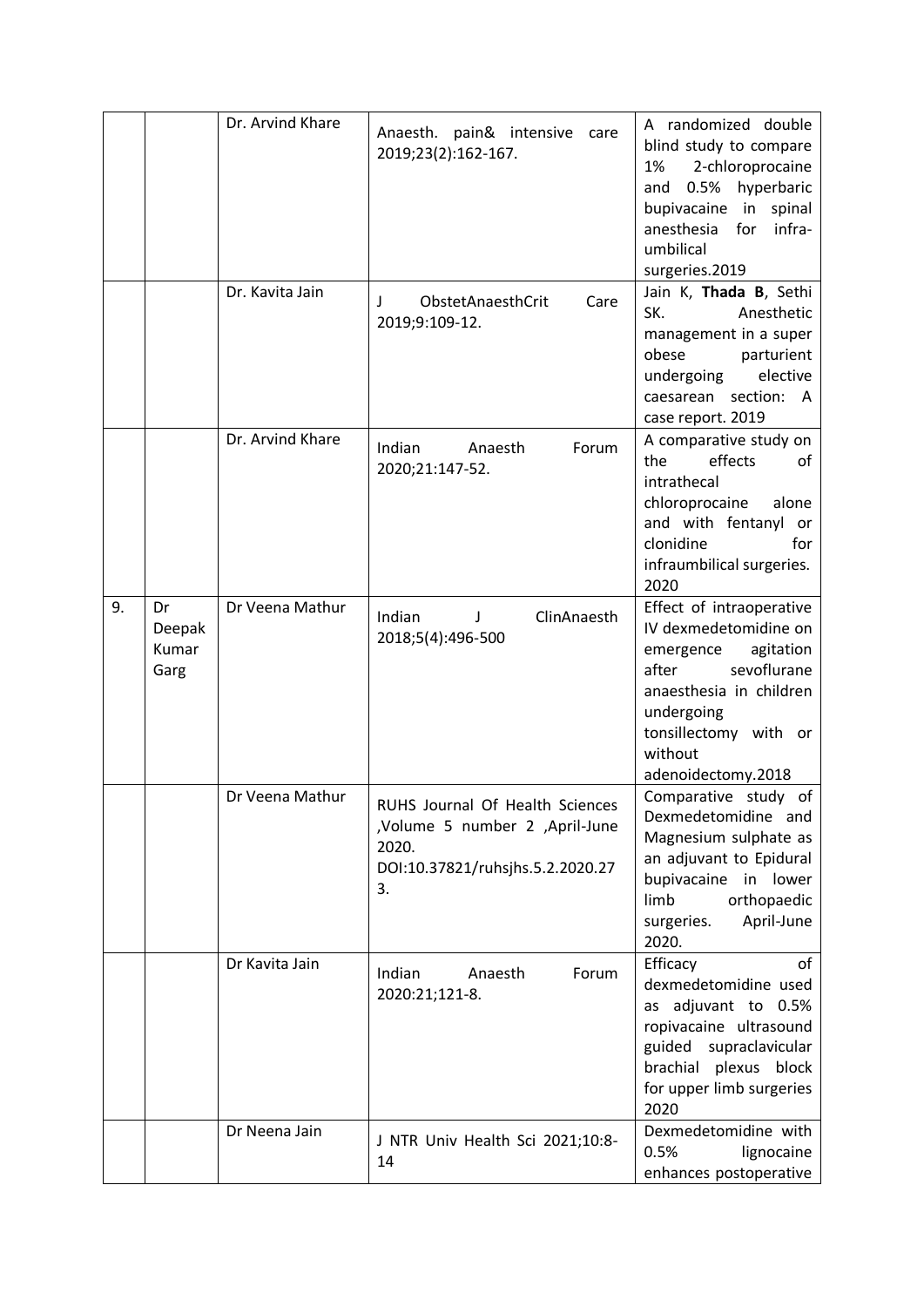| | | | | |
|---|---|---|---|---|
| | | Dr. Arvind Khare | Anaesth. pain& intensive care 2019;23(2):162-167. | A randomized double blind study to compare 1% 2-chloroprocaine and 0.5% hyperbaric bupivacaine in spinal anesthesia for infra-umbilical surgeries.2019 |
| | | Dr. Kavita Jain | J ObstetAnaesthCrit Care 2019;9:109-12. | Jain K, **Thada B**, Sethi SK. Anesthetic management in a super obese parturient undergoing elective caesarean section: A case report. 2019 |
| | | Dr. Arvind Khare | Indian Anaesth Forum 2020;21:147-52. | A comparative study on the effects of intrathecal chloroprocaine alone and with fentanyl or clonidine for infraumbilical surgeries. 2020 |
| 9. | Dr Deepak Kumar Garg | Dr Veena Mathur | Indian J ClinAnaesth 2018;5(4):496-500 | Effect of intraoperative IV dexmedetomidine on emergence agitation after sevoflurane anaesthesia in children undergoing tonsillectomy with or without adenoidectomy.2018 |
| | | Dr Veena Mathur | RUHS Journal Of Health Sciences ,Volume 5 number 2 ,April-June 2020. DOI:10.37821/ruhsjhs.5.2.2020.273. | Comparative study of Dexmedetomidine and Magnesium sulphate as an adjuvant to Epidural bupivacaine in lower limb orthopaedic surgeries. April-June 2020. |
| | | Dr Kavita Jain | Indian Anaesth Forum 2020:21;121-8. | Efficacy of dexmedetomidine used as adjuvant to 0.5% ropivacaine ultrasound guided supraclavicular brachial plexus block for upper limb surgeries 2020 |
| | | Dr Neena Jain | J NTR Univ Health Sci 2021;10:8-14 | Dexmedetomidine with 0.5% lignocaine enhances postoperative |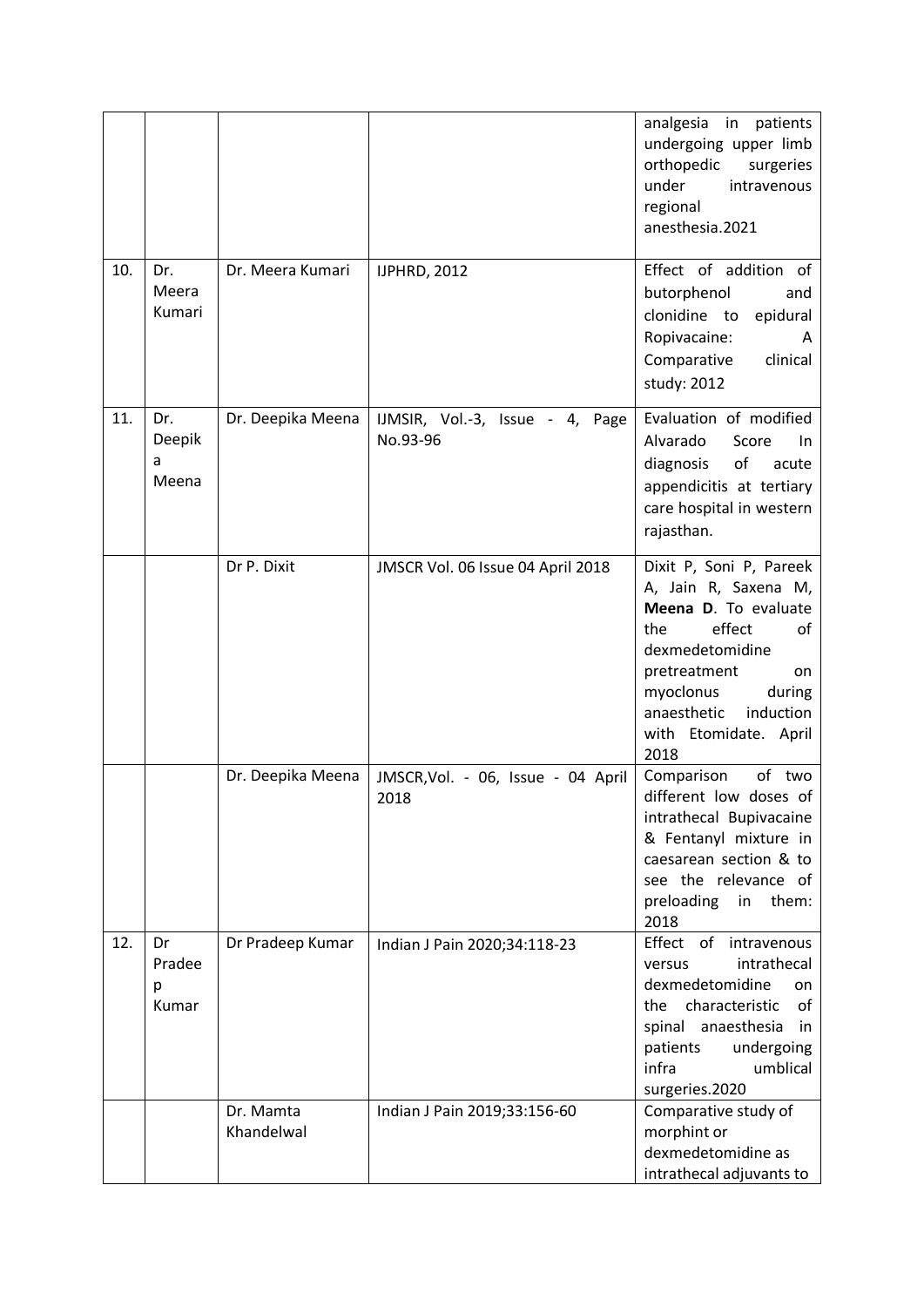| | | | | |
|---|---|---|---|---|
| | | | | analgesia in patients undergoing upper limb orthopedic surgeries under intravenous regional anesthesia.2021 |
| 10. | Dr. Meera Kumari | Dr. Meera Kumari | IJPHRD, 2012 | Effect of addition of butorphenol and clonidine to epidural Ropivacaine: A Comparative clinical study: 2012 |
| 11. | Dr. Deepika Meena | Dr. Deepika Meena | IJMSIR, Vol.-3, Issue - 4, Page No.93-96 | Evaluation of modified Alvarado Score In diagnosis of acute appendicitis at tertiary care hospital in western rajasthan. |
| | | Dr P. Dixit | JMSCR Vol. 06 Issue 04 April 2018 | Dixit P, Soni P, Pareek A, Jain R, Saxena M, **Meena D**. To evaluate the effect of dexmedetomidine pretreatment on myoclonus during anaesthetic induction with Etomidate. April 2018 |
| | | Dr. Deepika Meena | JMSCR,Vol. - 06, Issue - 04 April 2018 | Comparison of two different low doses of intrathecal Bupivacaine & Fentanyl mixture in caesarean section & to see the relevance of preloading in them: 2018 |
| 12. | Dr Pradeep Kumar | Dr Pradeep Kumar | Indian J Pain 2020;34:118-23 | Effect of intravenous versus intrathecal dexmedetomidine on the characteristic of spinal anaesthesia in patients undergoing infra umblical surgeries.2020 |
| | | Dr. Mamta Khandelwal | Indian J Pain 2019;33:156-60 | Comparative study of morphint or dexmedetomidine as intrathecal adjuvants to |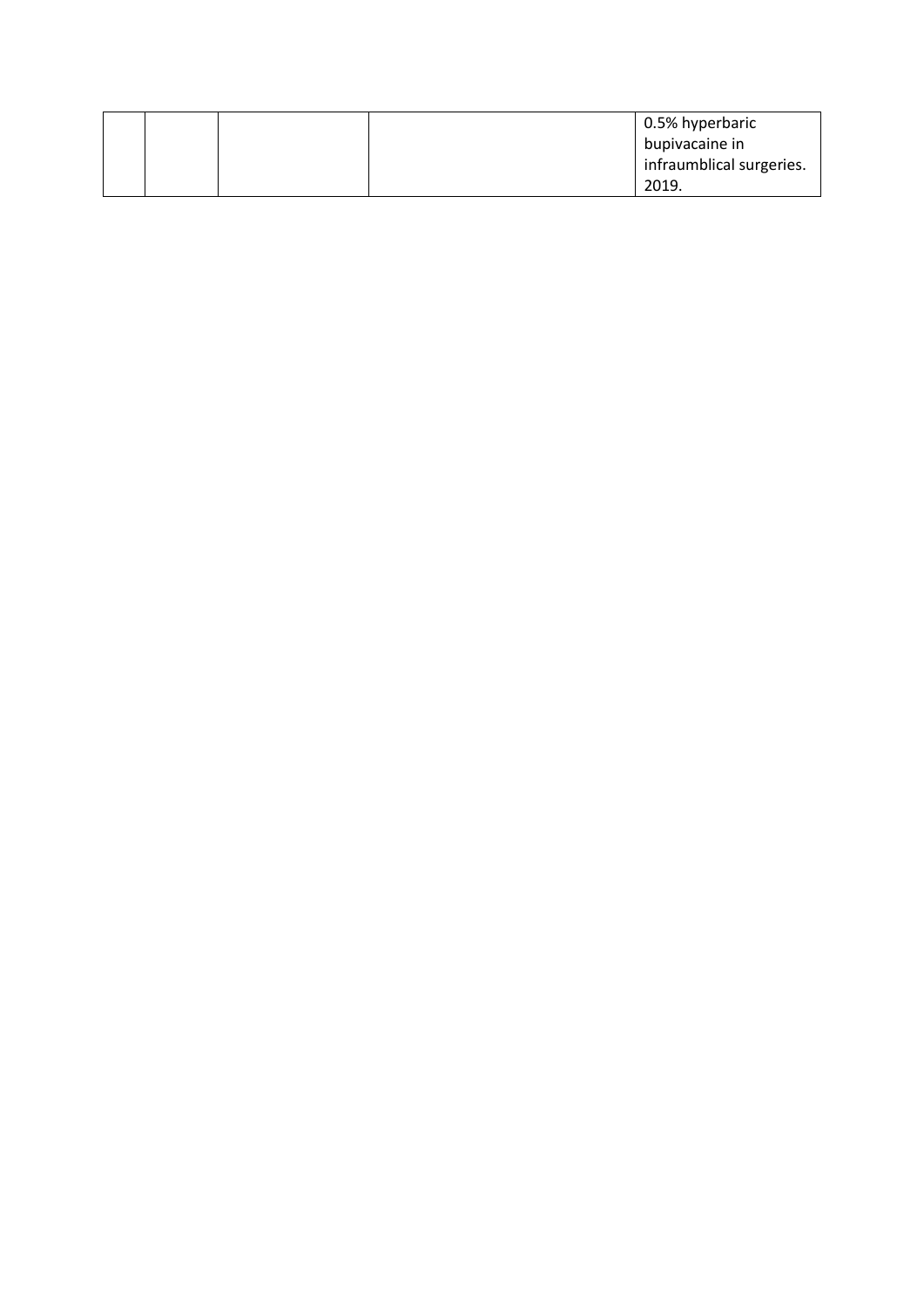| | | | | |
|---|---|---|---|---|
| | | | | 0.5% hyperbaric bupivacaine in infraumblical surgeries. 2019. |